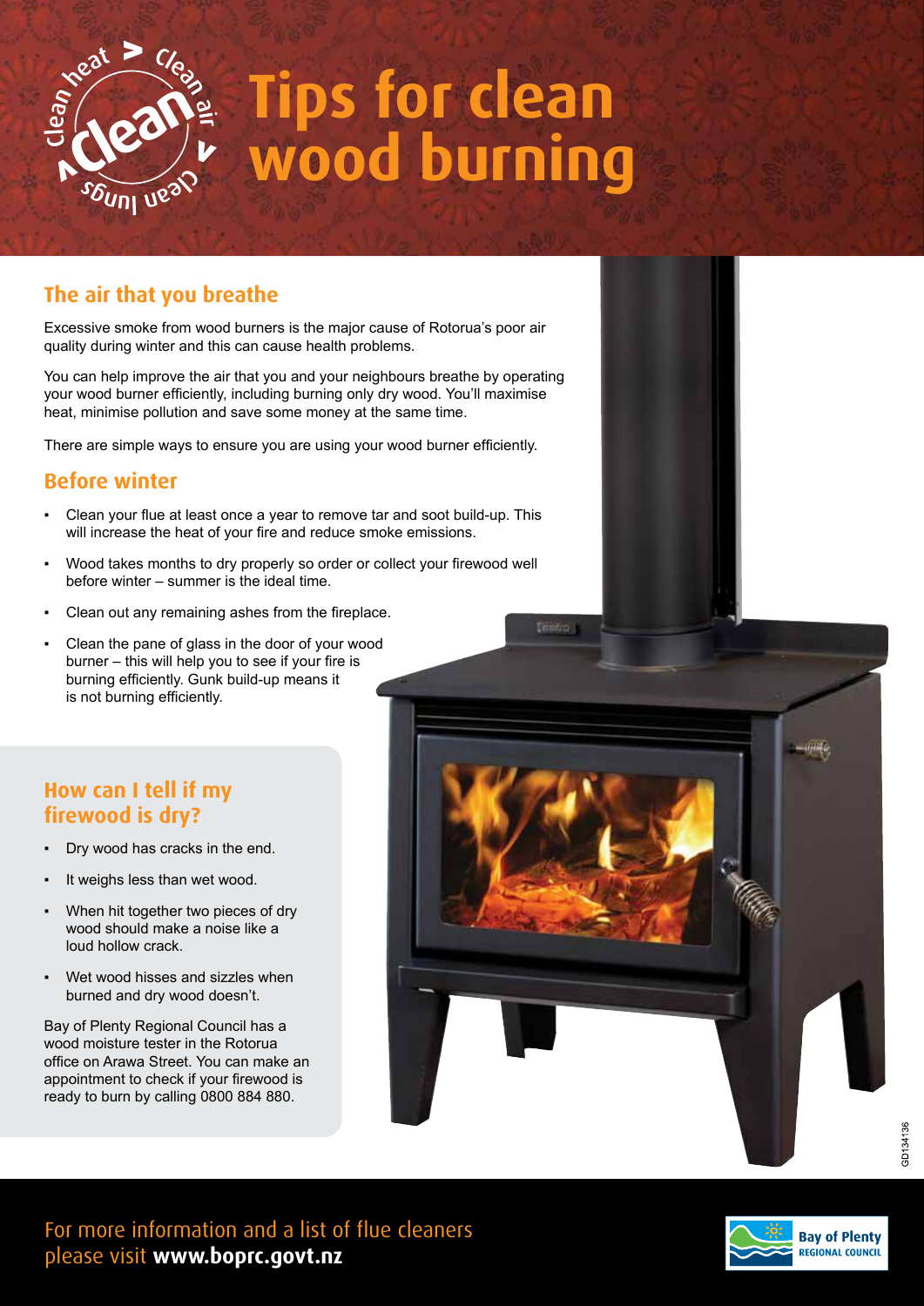# Tips for clean wood burning

## The air that you breathe

Excessive smoke from wood burners is the major cause of Rotorua's poor air quality during winter and this can cause health problems.

You can help improve the air that you and your neighbours breathe by operating your wood burner efficiently, including burning only dry wood. You'll maximise heat, minimise pollution and save some money at the same time.

There are simple ways to ensure you are using your wood burner efficiently.

## Before winter

- Clean your flue at least once a year to remove tar and soot build-up. This will increase the heat of your fire and reduce smoke emissions.
- Wood takes months to dry properly so order or collect your firewood well before winter – summer is the ideal time.
- Clean out any remaining ashes from the fireplace.
- Clean the pane of glass in the door of your wood burner – this will help you to see if your fire is burning efficiently. Gunk build-up means it is not burning efficiently.

## How can I tell if my firewood is dry?

- Dry wood has cracks in the end.
- It weighs less than wet wood.
- When hit together two pieces of dry wood should make a noise like a loud hollow crack.
- Wet wood hisses and sizzles when burned and dry wood doesn't.

Bay of Plenty Regional Council has a wood moisture tester in the Rotorua office on Arawa Street. You can make an appointment to check if your firewood is ready to burn by calling 0800 884 880.

For more information and a list of flue cleaners please visit **www.boprc.govt.nz**

GD134136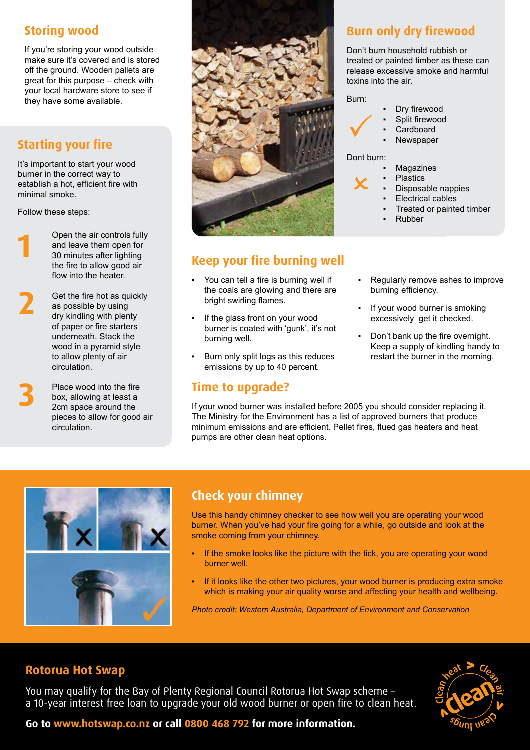## Storing wood

If you're storing your wood outside make sure it's covered and is stored off the ground. Wooden pallets are great for this purpose – check with your local hardware store to see if they have some available.

## Starting your fire

It's important to start your wood burner in the correct way to establish a hot, efficient fire with minimal smoke.

Follow these steps:

1. Open the air controls fully and leave them open for 30 minutes after lighting the fire to allow good air flow into the heater.
2. Get the fire hot as quickly as possible by using dry kindling with plenty of paper or fire starters underneath. Stack the wood in a pyramid style to allow plenty of air circulation.
3. Place wood into the fire box, allowing at least a 2cm space around the pieces to allow for good air circulation.

## Burn only dry firewood

Don't burn household rubbish or treated or painted timber as these can release excessive smoke and harmful toxins into the air.

Burn:

- Dry firewood
- Split firewood
- Cardboard
- Newspaper

Dont burn:

- Magazines
- Plastics
- Disposable nappies
- Electrical cables
- Treated or painted timber
- Rubber

## Keep your fire burning well

- You can tell a fire is burning well if the coals are glowing and there are bright swirling flames.
- If the glass front on your wood burner is coated with 'gunk', it's not burning well.
- Burn only split logs as this reduces emissions by up to 40 percent.
- Regularly remove ashes to improve burning efficiency.
- If your wood burner is smoking excessively get it checked.
- Don't bank up the fire overnight. Keep a supply of kindling handy to restart the burner in the morning.

## Time to upgrade?

If your wood burner was installed before 2005 you should consider replacing it. The Ministry for the Environment has a list of approved burners that produce minimum emissions and are efficient. Pellet fires, flued gas heaters and heat pumps are other clean heat options.

## Check your chimney

Use this handy chimney checker to see how well you are operating your wood burner. When you've had your fire going for a while, go outside and look at the smoke coming from your chimney.

- If the smoke looks like the picture with the tick, you are operating your wood burner well.
- If it looks like the other two pictures, your wood burner is producing extra smoke which is making your air quality worse and affecting your health and wellbeing.

*Photo credit: Western Australia, Department of Environment and Conservation*

## Rotorua Hot Swap

You may qualify for the Bay of Plenty Regional Council Rotorua Hot Swap scheme – a 10-year interest free loan to upgrade your old wood burner or open fire to clean heat.

**Go to www.hotswap.co.nz or call 0800 468 792 for more information.**

clean heat > clean air > clean lungs